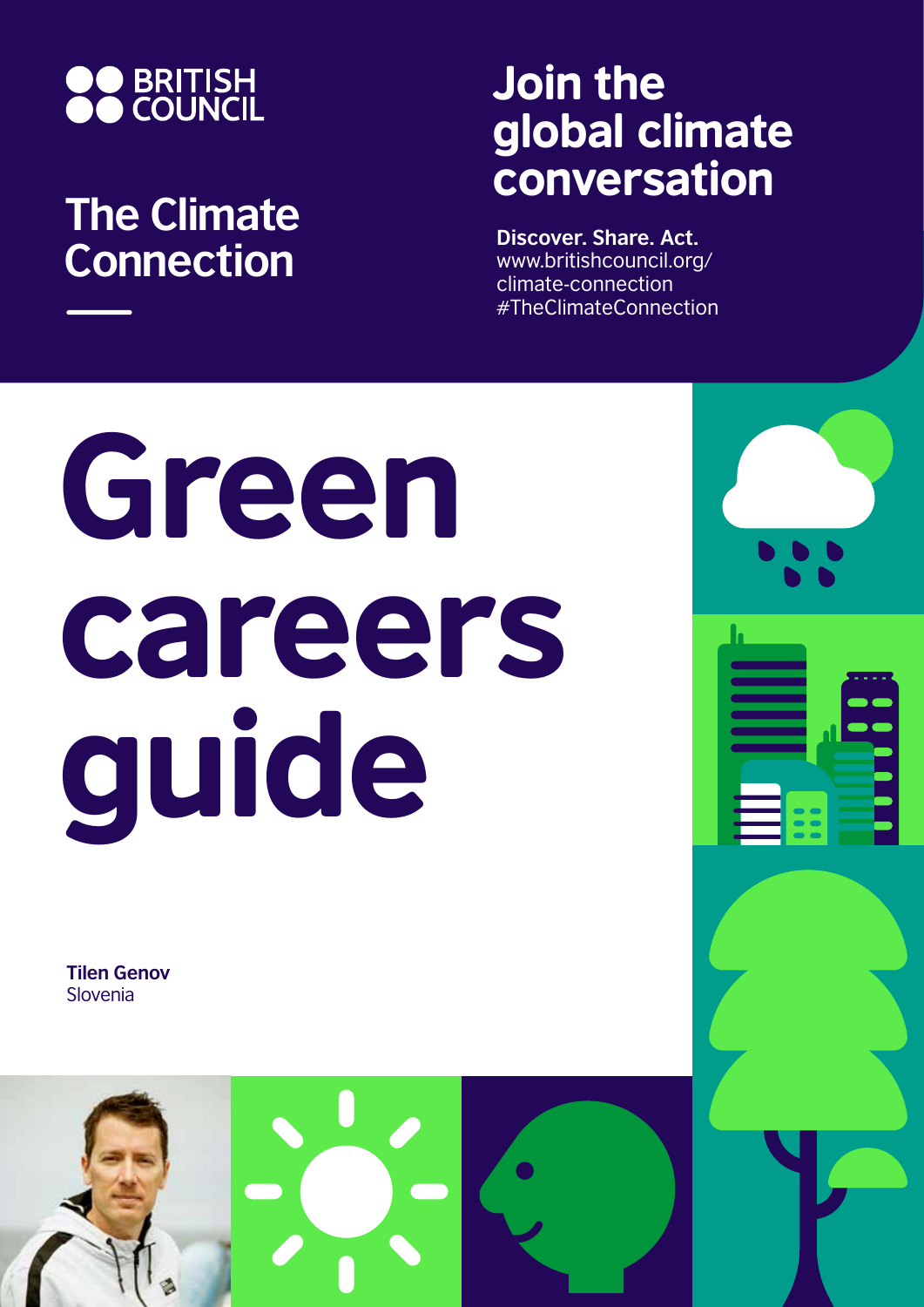BRITISH COUNCIL

## The Climate Connection

## Join the global climate conversation

**Discover. Share. Act.**
www.britishcouncil.org/climate-connection
#TheClimateConnection

# Green careers guide

**Tilen Genov**
Slovenia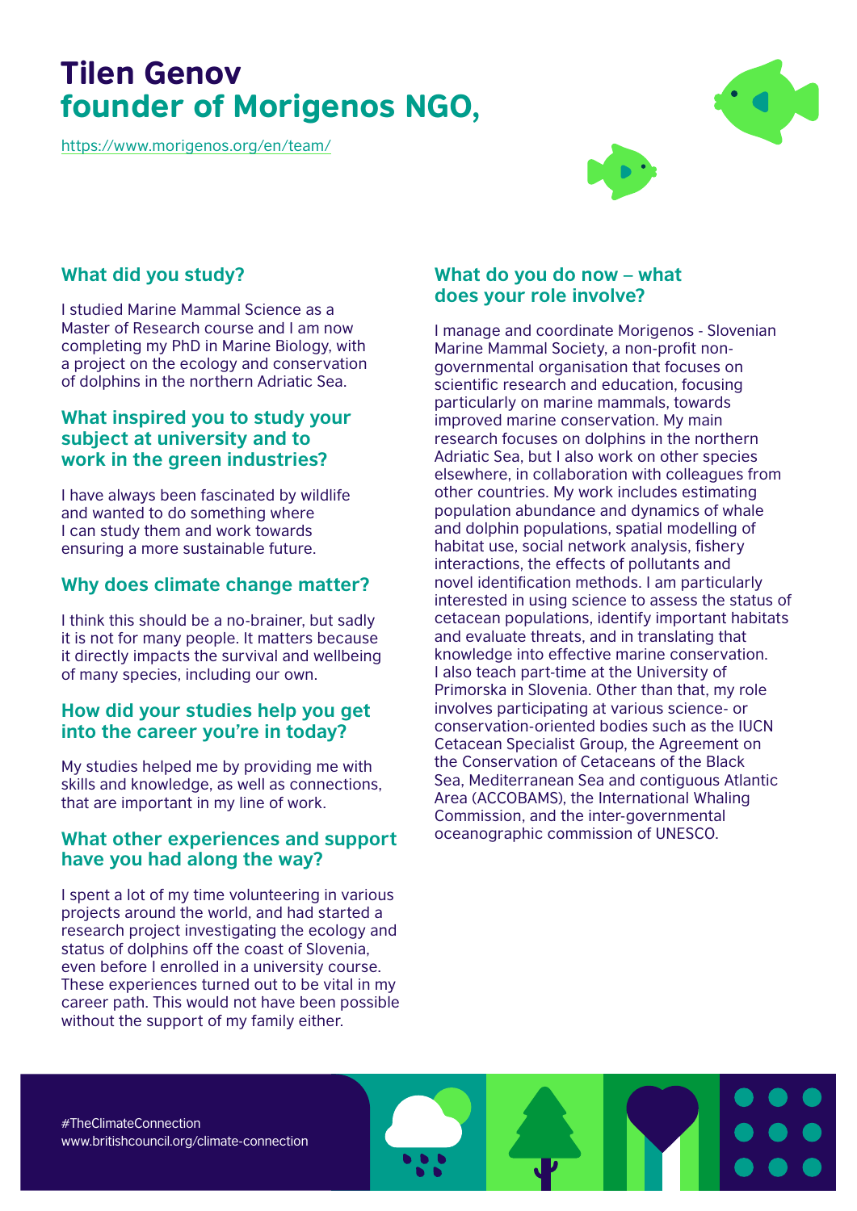# Tilen Genov
# founder of Morigenos NGO,

https://www.morigenos.org/en/team/

## What did you study?

I studied Marine Mammal Science as a Master of Research course and I am now completing my PhD in Marine Biology, with a project on the ecology and conservation of dolphins in the northern Adriatic Sea.

## What inspired you to study your subject at university and to work in the green industries?

I have always been fascinated by wildlife and wanted to do something where I can study them and work towards ensuring a more sustainable future.

## Why does climate change matter?

I think this should be a no-brainer, but sadly it is not for many people. It matters because it directly impacts the survival and wellbeing of many species, including our own.

## How did your studies help you get into the career you're in today?

My studies helped me by providing me with skills and knowledge, as well as connections, that are important in my line of work.

## What other experiences and support have you had along the way?

I spent a lot of my time volunteering in various projects around the world, and had started a research project investigating the ecology and status of dolphins off the coast of Slovenia, even before I enrolled in a university course. These experiences turned out to be vital in my career path. This would not have been possible without the support of my family either.

## What do you do now – what does your role involve?

I manage and coordinate Morigenos - Slovenian Marine Mammal Society, a non-profit non-governmental organisation that focuses on scientific research and education, focusing particularly on marine mammals, towards improved marine conservation. My main research focuses on dolphins in the northern Adriatic Sea, but I also work on other species elsewhere, in collaboration with colleagues from other countries. My work includes estimating population abundance and dynamics of whale and dolphin populations, spatial modelling of habitat use, social network analysis, fishery interactions, the effects of pollutants and novel identification methods. I am particularly interested in using science to assess the status of cetacean populations, identify important habitats and evaluate threats, and in translating that knowledge into effective marine conservation. I also teach part-time at the University of Primorska in Slovenia. Other than that, my role involves participating at various science- or conservation-oriented bodies such as the IUCN Cetacean Specialist Group, the Agreement on the Conservation of Cetaceans of the Black Sea, Mediterranean Sea and contiguous Atlantic Area (ACCOBAMS), the International Whaling Commission, and the inter-governmental oceanographic commission of UNESCO.

#TheClimateConnection
www.britishcouncil.org/climate-connection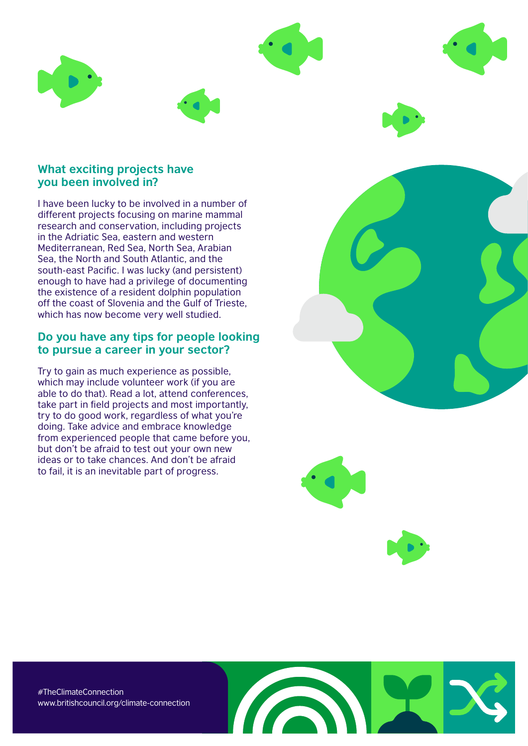## What exciting projects have you been involved in?

I have been lucky to be involved in a number of different projects focusing on marine mammal research and conservation, including projects in the Adriatic Sea, eastern and western Mediterranean, Red Sea, North Sea, Arabian Sea, the North and South Atlantic, and the south-east Pacific. I was lucky (and persistent) enough to have had a privilege of documenting the existence of a resident dolphin population off the coast of Slovenia and the Gulf of Trieste, which has now become very well studied.

## Do you have any tips for people looking to pursue a career in your sector?

Try to gain as much experience as possible, which may include volunteer work (if you are able to do that). Read a lot, attend conferences, take part in field projects and most importantly, try to do good work, regardless of what you're doing. Take advice and embrace knowledge from experienced people that came before you, but don't be afraid to test out your own new ideas or to take chances. And don't be afraid to fail, it is an inevitable part of progress.

#TheClimateConnection
www.britishcouncil.org/climate-connection